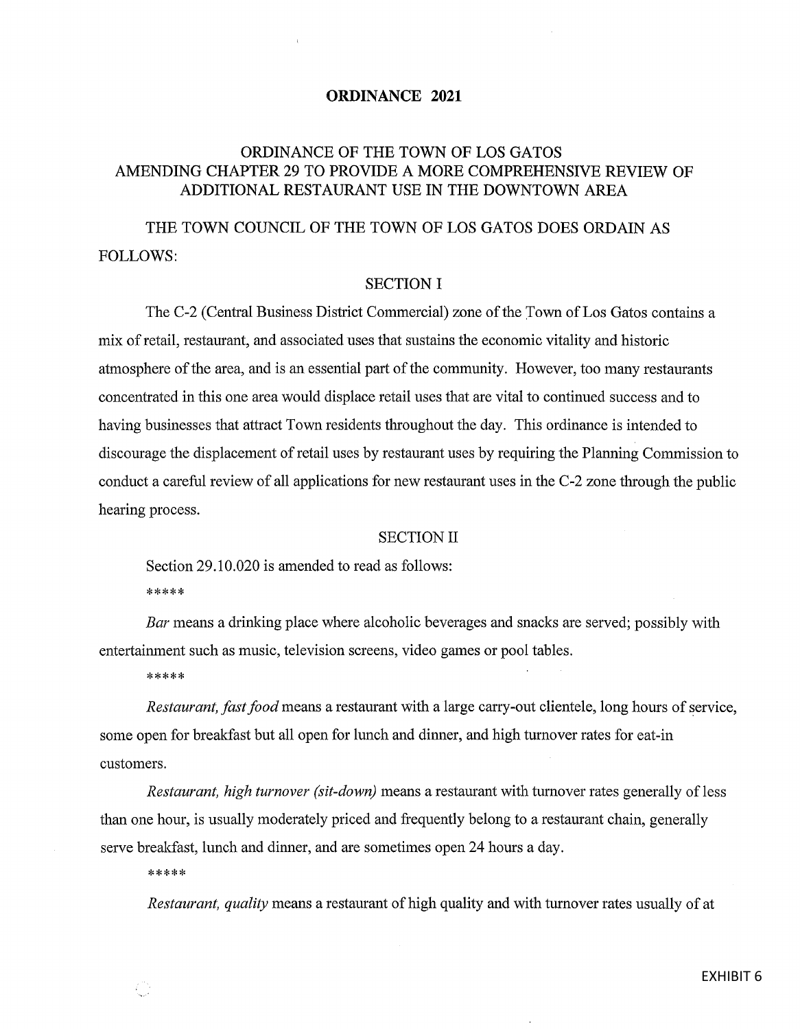# ORDINANCE 2021

## ORDINANCE OF THE TOWN OF LOS GATOS AMENDING CHAPTER 29 TO PROVIDE A MORE COMPREHENSIVE REVIEW OF ADDITIONAL RESTAURANT USE IN THE DOWNTOWN AREA

THE TOWN COUNCIL OF THE TOWN OF LOS GATOS DOES ORDAIN AS FOLLOWS:

### SECTION I

The C-2 (Central Business District Commercial) zone of the Town of Los Gatos contains a mix of retail, restaurant, and associated uses that sustains the economic vitality and historic atmosphere of the area, and is an essential part of the community. However, too many restaurants concentrated in this one area would displace retail uses that are vital to continued success and to having businesses that attract Town residents throughout the day. This ordinance is intended to discourage the displacement of retail uses by restaurant uses by requiring the Planning Commission to conduct a careful review of all applications for new restaurant uses in the C-2 zone through the public hearing process.

### SECTION II

Section 29.10.020 is amended to read as follows:

*****

*Bar* means a drinking place where alcoholic beverages and snacks are served; possibly with entertainment such as music, television screens, video games or pool tables.

*****

*Restaurant, fast food* means a restaurant with a large carry-out clientele, long hours of service, some open for breakfast but all open for lunch and dinner, and high turnover rates for eat-in customers.

*Restaurant, high turnover (sit-down)* means a restaurant with turnover rates generally of less than one hour, is usually moderately priced and frequently belong to a restaurant chain, generally serve breakfast, lunch and dinner, and are sometimes open 24 hours a day.

*****

*Restaurant, quality* means a restaurant of high quality and with turnover rates usually of at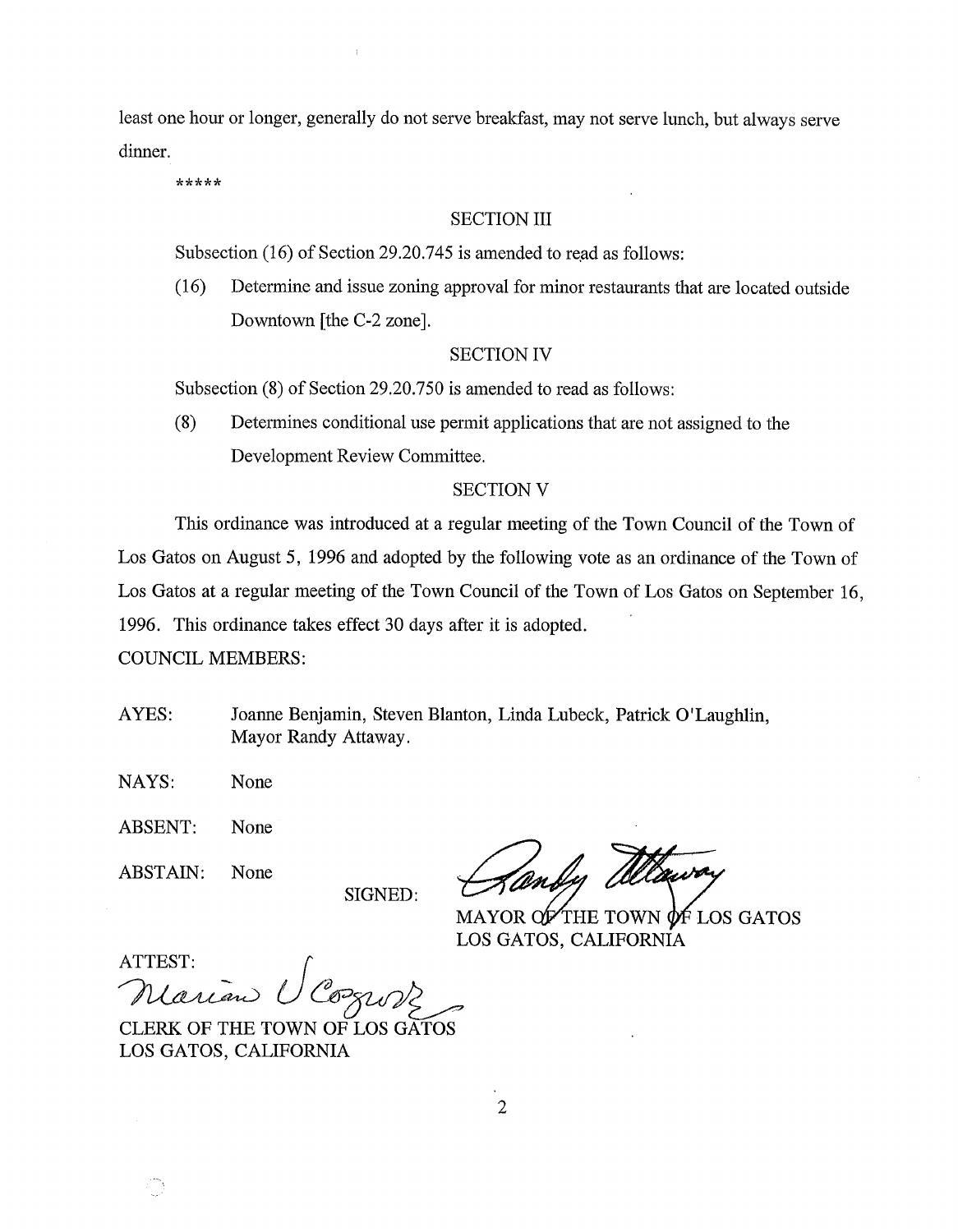least one hour or longer, generally do not serve breakfast, may not serve lunch, but always serve dinner.

*****

## SECTION III

Subsection (16) of Section 29.20.745 is amended to read as follows:

(16) Determine and issue zoning approval for minor restaurants that are located outside Downtown [the C-2 zone].

## SECTION IV

Subsection (8) of Section 29.20.750 is amended to read as follows:

(8) Determines conditional use permit applications that are not assigned to the Development Review Committee.

## SECTION V

This ordinance was introduced at a regular meeting of the Town Council of the Town of Los Gatos on August 5, 1996 and adopted by the following vote as an ordinance of the Town of Los Gatos at a regular meeting of the Town Council of the Town of Los Gatos on September 16, 1996. This ordinance takes effect 30 days after it is adopted.

COUNCIL MEMBERS:

AYES: Joanne Benjamin, Steven Blanton, Linda Lubeck, Patrick O'Laughlin, Mayor Randy Attaway.

NAYS: None

ABSENT: None

ABSTAIN: None

SIGNED: Randy Attaway

MAYOR OF THE TOWN OF LOS GATOS
LOS GATOS, CALIFORNIA

ATTEST: Marian V Cosgrove

CLERK OF THE TOWN OF LOS GATOS
LOS GATOS, CALIFORNIA